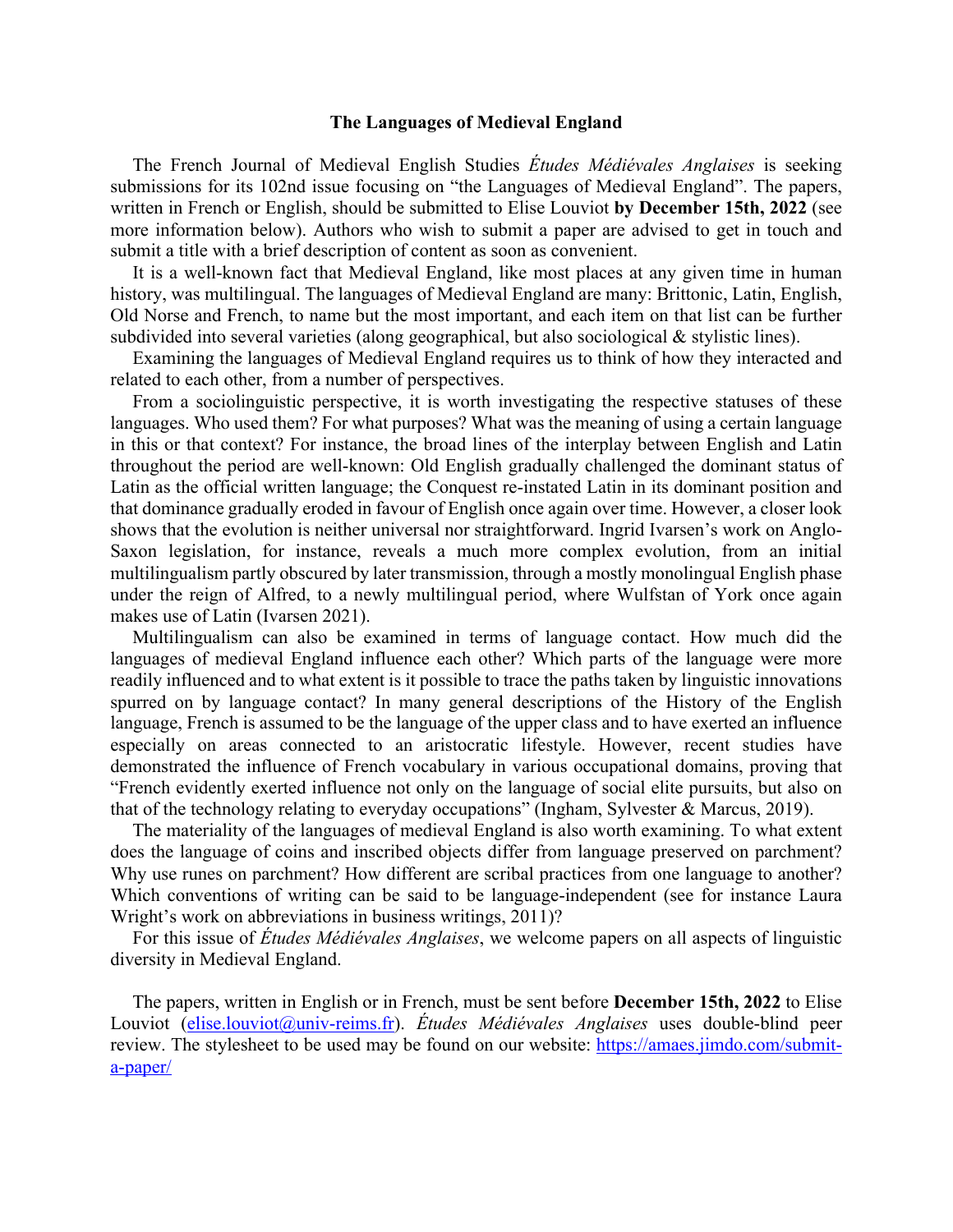# The Languages of Medieval England

The French Journal of Medieval English Studies *Études Médiévales Anglaises* is seeking submissions for its 102nd issue focusing on "the Languages of Medieval England". The papers, written in French or English, should be submitted to Elise Louviot **by December 15th, 2022** (see more information below). Authors who wish to submit a paper are advised to get in touch and submit a title with a brief description of content as soon as convenient.

It is a well-known fact that Medieval England, like most places at any given time in human history, was multilingual. The languages of Medieval England are many: Brittonic, Latin, English, Old Norse and French, to name but the most important, and each item on that list can be further subdivided into several varieties (along geographical, but also sociological & stylistic lines).

Examining the languages of Medieval England requires us to think of how they interacted and related to each other, from a number of perspectives.

From a sociolinguistic perspective, it is worth investigating the respective statuses of these languages. Who used them? For what purposes? What was the meaning of using a certain language in this or that context? For instance, the broad lines of the interplay between English and Latin throughout the period are well-known: Old English gradually challenged the dominant status of Latin as the official written language; the Conquest re-instated Latin in its dominant position and that dominance gradually eroded in favour of English once again over time. However, a closer look shows that the evolution is neither universal nor straightforward. Ingrid Ivarsen's work on Anglo-Saxon legislation, for instance, reveals a much more complex evolution, from an initial multilingualism partly obscured by later transmission, through a mostly monolingual English phase under the reign of Alfred, to a newly multilingual period, where Wulfstan of York once again makes use of Latin (Ivarsen 2021).

Multilingualism can also be examined in terms of language contact. How much did the languages of medieval England influence each other? Which parts of the language were more readily influenced and to what extent is it possible to trace the paths taken by linguistic innovations spurred on by language contact? In many general descriptions of the History of the English language, French is assumed to be the language of the upper class and to have exerted an influence especially on areas connected to an aristocratic lifestyle. However, recent studies have demonstrated the influence of French vocabulary in various occupational domains, proving that "French evidently exerted influence not only on the language of social elite pursuits, but also on that of the technology relating to everyday occupations" (Ingham, Sylvester & Marcus, 2019).

The materiality of the languages of medieval England is also worth examining. To what extent does the language of coins and inscribed objects differ from language preserved on parchment? Why use runes on parchment? How different are scribal practices from one language to another? Which conventions of writing can be said to be language-independent (see for instance Laura Wright's work on abbreviations in business writings, 2011)?

For this issue of *Études Médiévales Anglaises*, we welcome papers on all aspects of linguistic diversity in Medieval England.

The papers, written in English or in French, must be sent before **December 15th, 2022** to Elise Louviot (elise.louviot@univ-reims.fr). *Études Médiévales Anglaises* uses double-blind peer review. The stylesheet to be used may be found on our website: https://amaes.jimdo.com/submit-a-paper/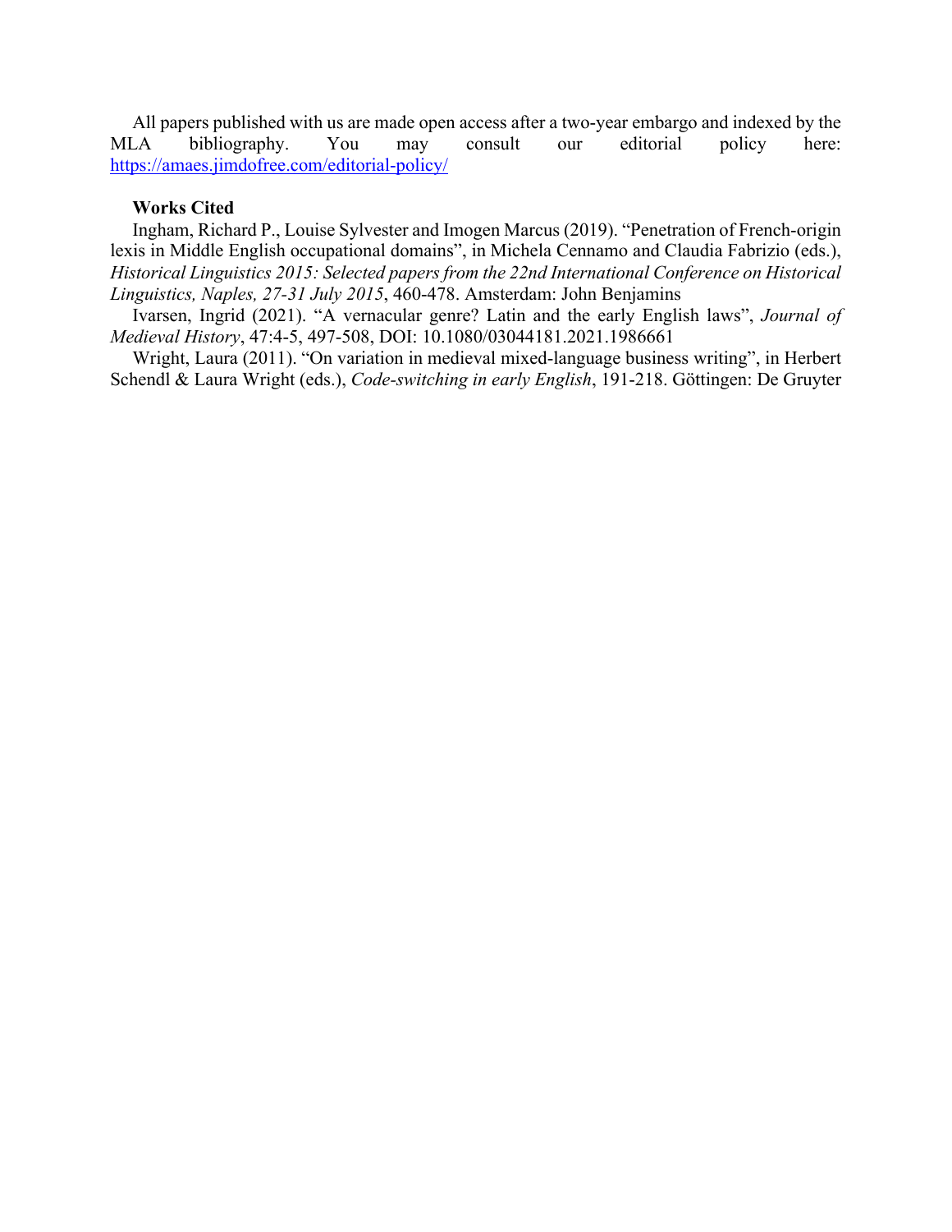All papers published with us are made open access after a two-year embargo and indexed by the MLA bibliography. You may consult our editorial policy here: https://amaes.jimdofree.com/editorial-policy/

**Works Cited**

Ingham, Richard P., Louise Sylvester and Imogen Marcus (2019). "Penetration of French-origin lexis in Middle English occupational domains", in Michela Cennamo and Claudia Fabrizio (eds.), *Historical Linguistics 2015: Selected papers from the 22nd International Conference on Historical Linguistics, Naples, 27-31 July 2015*, 460-478. Amsterdam: John Benjamins

Ivarsen, Ingrid (2021). "A vernacular genre? Latin and the early English laws", *Journal of Medieval History*, 47:4-5, 497-508, DOI: 10.1080/03044181.2021.1986661

Wright, Laura (2011). "On variation in medieval mixed-language business writing", in Herbert Schendl & Laura Wright (eds.), *Code-switching in early English*, 191-218. Göttingen: De Gruyter